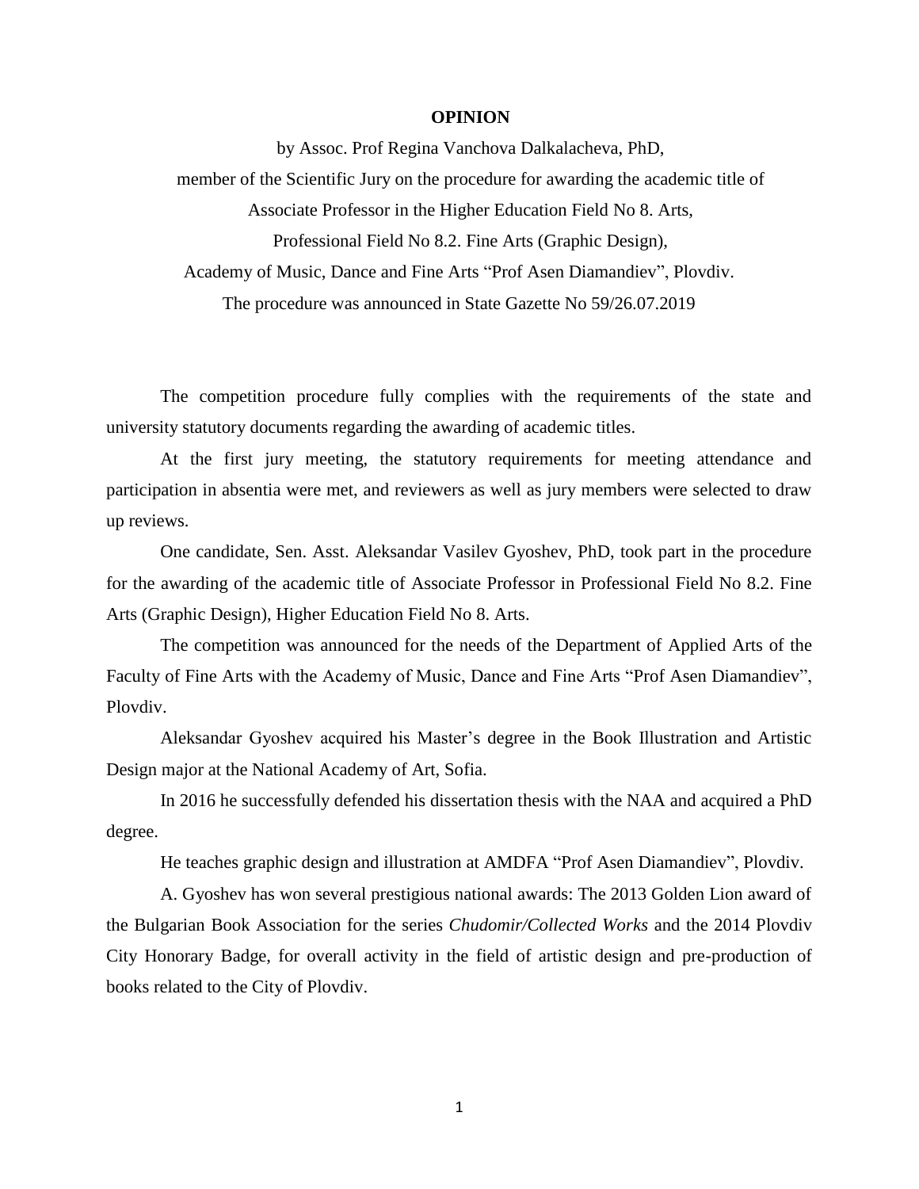**OPINION**

by Assoc. Prof Regina Vanchova Dalkalacheva, PhD,

member of the Scientific Jury on the procedure for awarding the academic title of

Associate Professor in the Higher Education Field No 8. Arts,

Professional Field No 8.2. Fine Arts (Graphic Design),

Academy of Music, Dance and Fine Arts "Prof Asen Diamandiev", Plovdiv.

The procedure was announced in State Gazette No 59/26.07.2019

The competition procedure fully complies with the requirements of the state and university statutory documents regarding the awarding of academic titles.

At the first jury meeting, the statutory requirements for meeting attendance and participation in absentia were met, and reviewers as well as jury members were selected to draw up reviews.

One candidate, Sen. Asst. Aleksandar Vasilev Gyoshev, PhD, took part in the procedure for the awarding of the academic title of Associate Professor in Professional Field No 8.2. Fine Arts (Graphic Design), Higher Education Field No 8. Arts.

The competition was announced for the needs of the Department of Applied Arts of the Faculty of Fine Arts with the Academy of Music, Dance and Fine Arts "Prof Asen Diamandiev", Plovdiv.

Aleksandar Gyoshev acquired his Master's degree in the Book Illustration and Artistic Design major at the National Academy of Art, Sofia.

In 2016 he successfully defended his dissertation thesis with the NAA and acquired a PhD degree.

He teaches graphic design and illustration at AMDFA "Prof Asen Diamandiev", Plovdiv.

A. Gyoshev has won several prestigious national awards: The 2013 Golden Lion award of the Bulgarian Book Association for the series *Chudomir/Collected Works* and the 2014 Plovdiv City Honorary Badge, for overall activity in the field of artistic design and pre-production of books related to the City of Plovdiv.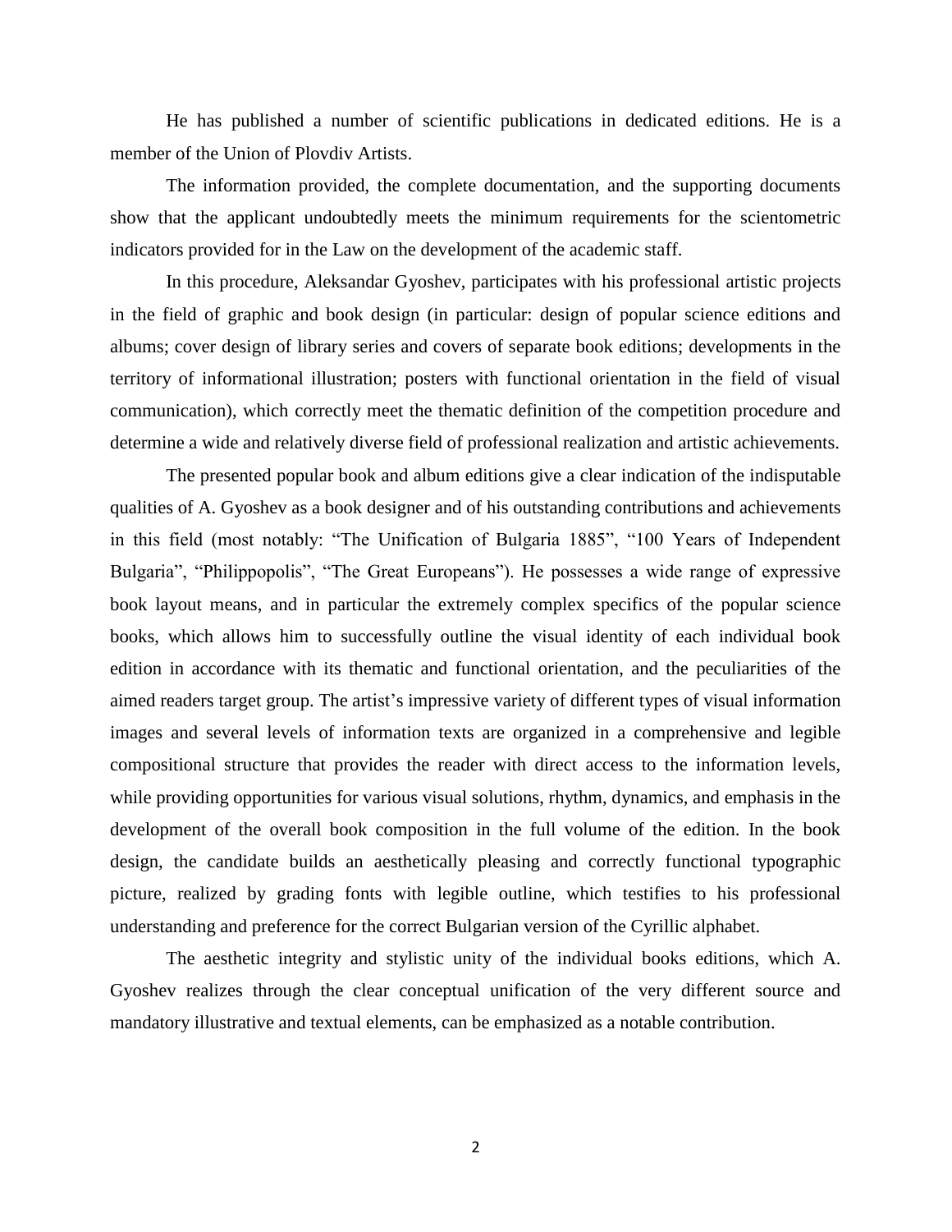He has published a number of scientific publications in dedicated editions. He is a member of the Union of Plovdiv Artists.

The information provided, the complete documentation, and the supporting documents show that the applicant undoubtedly meets the minimum requirements for the scientometric indicators provided for in the Law on the development of the academic staff.

In this procedure, Aleksandar Gyoshev, participates with his professional artistic projects in the field of graphic and book design (in particular: design of popular science editions and albums; cover design of library series and covers of separate book editions; developments in the territory of informational illustration; posters with functional orientation in the field of visual communication), which correctly meet the thematic definition of the competition procedure and determine a wide and relatively diverse field of professional realization and artistic achievements.

The presented popular book and album editions give a clear indication of the indisputable qualities of A. Gyoshev as a book designer and of his outstanding contributions and achievements in this field (most notably: "The Unification of Bulgaria 1885", "100 Years of Independent Bulgaria", "Philippopolis", "The Great Europeans"). He possesses a wide range of expressive book layout means, and in particular the extremely complex specifics of the popular science books, which allows him to successfully outline the visual identity of each individual book edition in accordance with its thematic and functional orientation, and the peculiarities of the aimed readers target group. The artist's impressive variety of different types of visual information images and several levels of information texts are organized in a comprehensive and legible compositional structure that provides the reader with direct access to the information levels, while providing opportunities for various visual solutions, rhythm, dynamics, and emphasis in the development of the overall book composition in the full volume of the edition. In the book design, the candidate builds an aesthetically pleasing and correctly functional typographic picture, realized by grading fonts with legible outline, which testifies to his professional understanding and preference for the correct Bulgarian version of the Cyrillic alphabet.

The aesthetic integrity and stylistic unity of the individual books editions, which A. Gyoshev realizes through the clear conceptual unification of the very different source and mandatory illustrative and textual elements, can be emphasized as a notable contribution.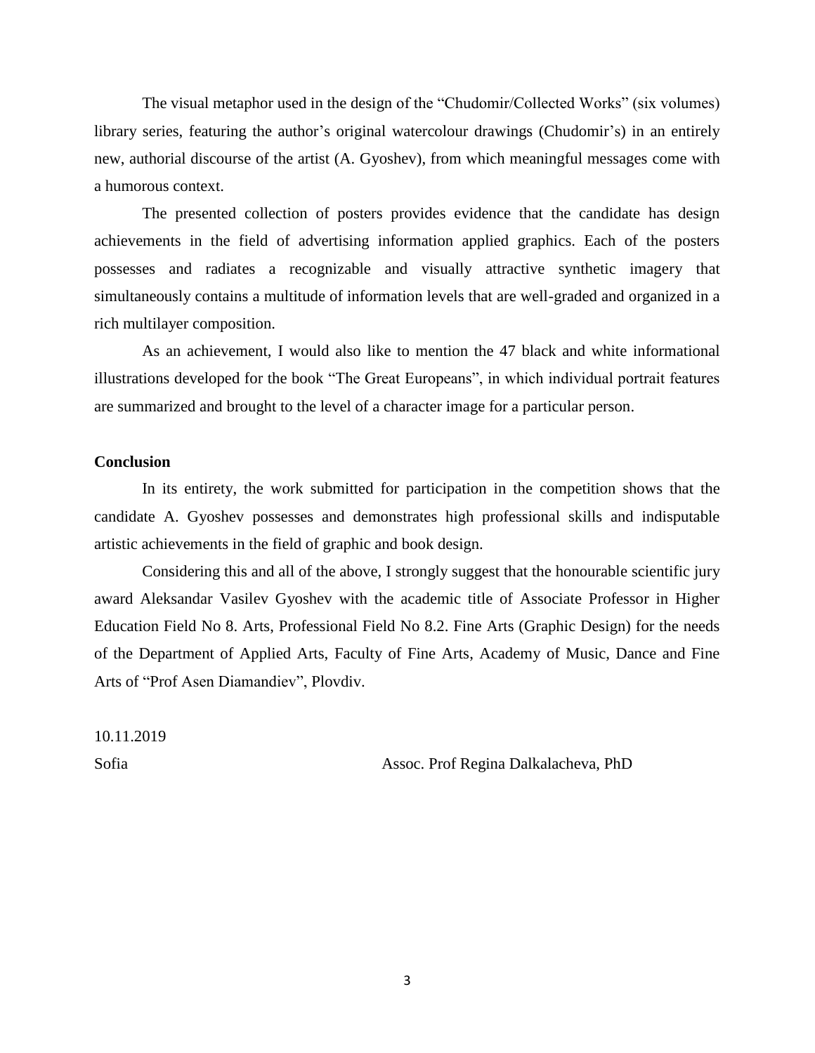The visual metaphor used in the design of the "Chudomir/Collected Works" (six volumes) library series, featuring the author's original watercolour drawings (Chudomir's) in an entirely new, authorial discourse of the artist (A. Gyoshev), from which meaningful messages come with a humorous context.

The presented collection of posters provides evidence that the candidate has design achievements in the field of advertising information applied graphics. Each of the posters possesses and radiates a recognizable and visually attractive synthetic imagery that simultaneously contains a multitude of information levels that are well-graded and organized in a rich multilayer composition.

As an achievement, I would also like to mention the 47 black and white informational illustrations developed for the book "The Great Europeans", in which individual portrait features are summarized and brought to the level of a character image for a particular person.

**Conclusion**

In its entirety, the work submitted for participation in the competition shows that the candidate A. Gyoshev possesses and demonstrates high professional skills and indisputable artistic achievements in the field of graphic and book design.

Considering this and all of the above, I strongly suggest that the honourable scientific jury award Aleksandar Vasilev Gyoshev with the academic title of Associate Professor in Higher Education Field No 8. Arts, Professional Field No 8.2. Fine Arts (Graphic Design) for the needs of the Department of Applied Arts, Faculty of Fine Arts, Academy of Music, Dance and Fine Arts of "Prof Asen Diamandiev", Plovdiv.

10.11.2019

Sofia

Assoc. Prof Regina Dalkalacheva, PhD